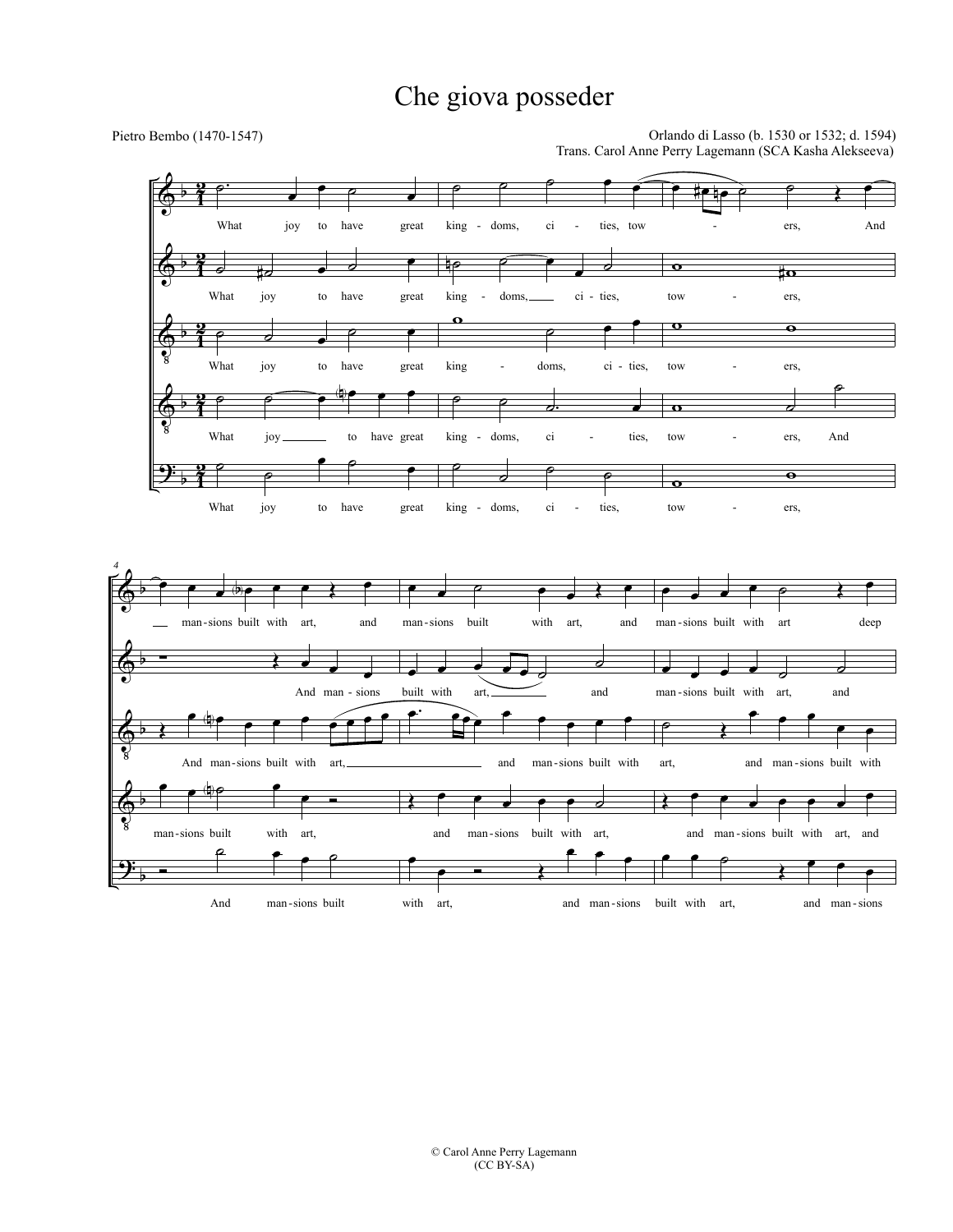# Che giova posseder

Pietro Bembo (1470-1547)

Orlando di Lasso (b. 1530 or 1532; d. 1594)
Trans. Carol Anne Perry Lagemann (SCA Kasha Alekseeva)

© Carol Anne Perry Lagemann
(CC BY-SA)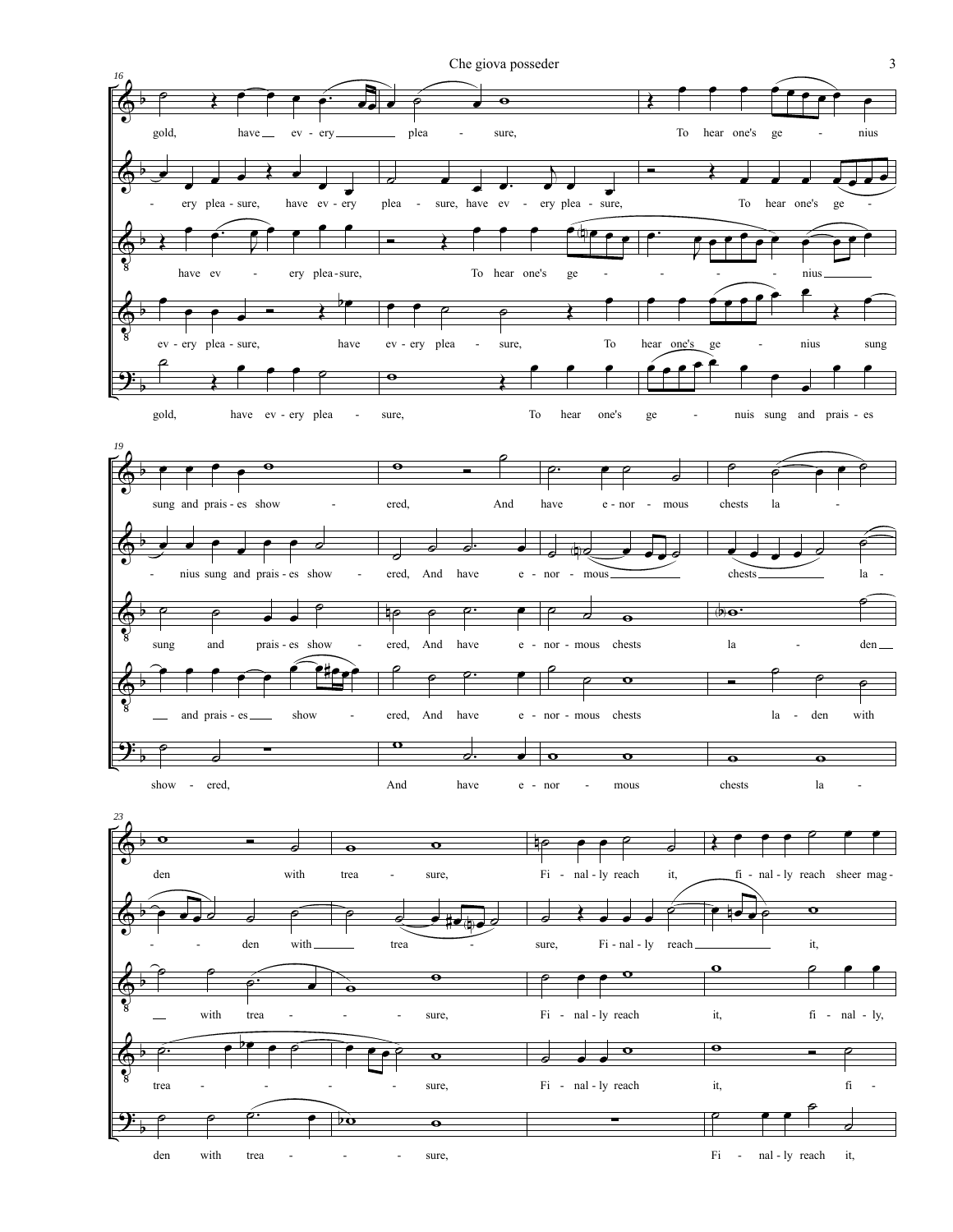**16**

gold, have ev - ery plea - sure, To hear one's ge - nius

- ery plea - sure, have ev - ery plea - sure, have ev - ery plea - sure, To hear one's ge -

have ev - ery plea - sure, To hear one's ge - - - - - nius

ev - ery plea - sure, have ev - ery plea - sure, To hear one's ge - nius sung

gold, have ev - ery plea - sure, To hear one's ge - nuis sung and prais - es

**19**

sung and prais - es show - ered, And have e - nor - mous chests la -

- nius sung and prais - es show - ered, And have e - nor - mous chests la -

sung and prais - es show - ered, And have e - nor - mous chests la - den

and prais - es show - ered, And have e - nor - mous chests la - den with

show - ered, And have e - nor - mous chests la -

**23**

den with trea - sure, Fi - nal - ly reach it, fi - nal - ly reach sheer mag -

- - den with trea - sure, Fi - nal - ly reach it,

with trea - - - sure, Fi - nal - ly reach it, fi - nal - ly,

trea - - - - sure, Fi - nal - ly reach it, fi -

den with trea - - - sure, Fi - nal - ly reach it,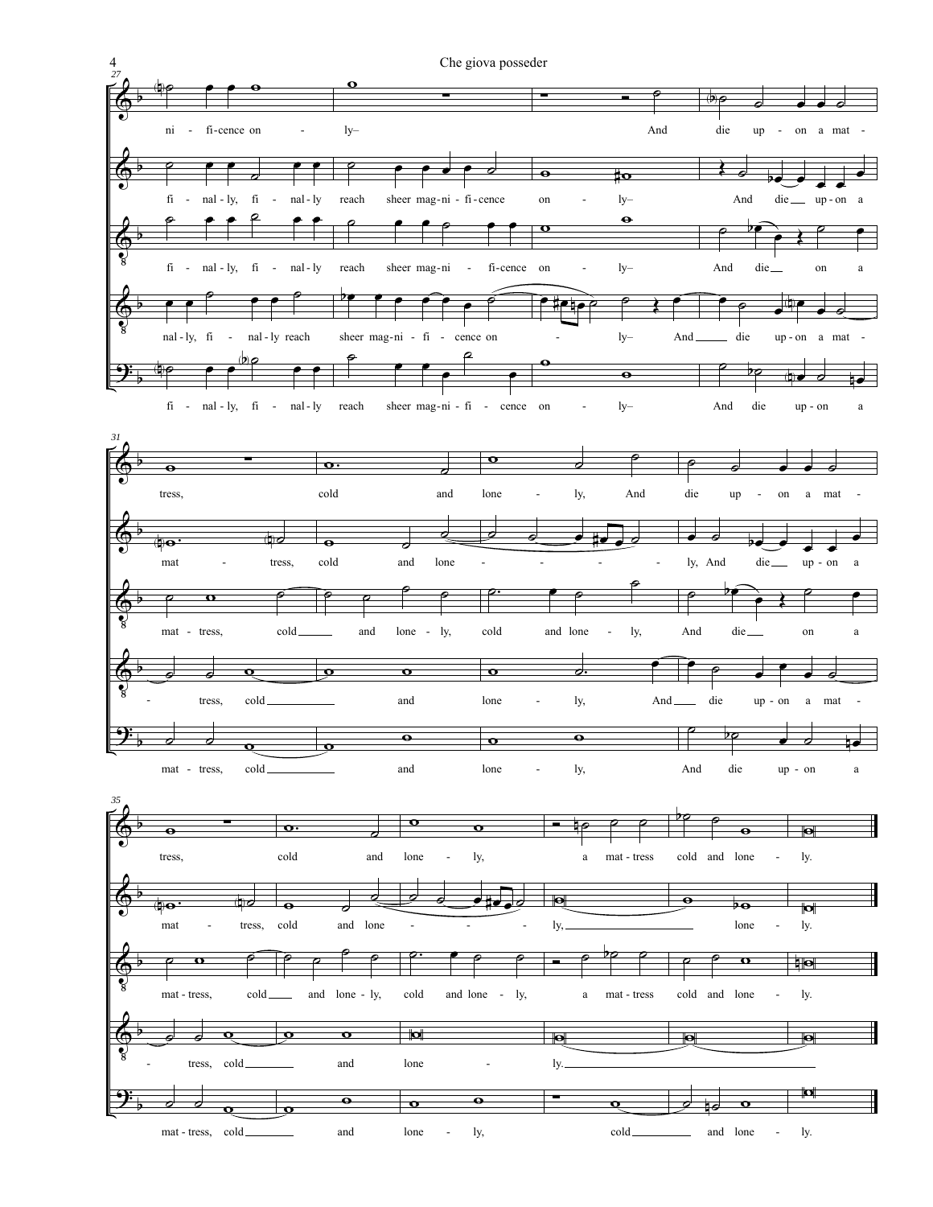27

ni - fi-cence on - ly– And die up - on a mat -

fi - nal-ly, fi - nal-ly reach sheer mag-ni-fi-cence on - ly– And die up-on a

fi - nal-ly, fi - nal-ly reach sheer mag-ni - fi-cence on - ly– And die on a

nal-ly, fi - nal-ly reach sheer mag-ni - fi - cence on - ly– And die up-on a mat -

fi - nal-ly, fi - nal-ly reach sheer mag-ni-fi - cence on - ly– And die up-on a

31

tress, cold and lone - ly, And die up - on a mat -

mat - tress, cold and lone - ly, And die up-on a

mat-tress, cold and lone-ly, cold and lone - ly, And die on a

- tress, cold and lone - ly, And die up-on a mat -

mat-tress, cold and lone - ly, And die up-on a

35

tress, cold and lone - ly, a mat-tress cold and lone - ly.

mat - tress, cold and lone - ly, lone - ly.

mat-tress, cold and lone-ly, cold and lone - ly, a mat-tress cold and lone - ly.

- tress, cold and lone - ly.

mat-tress, cold and lone - ly, cold and lone - ly.